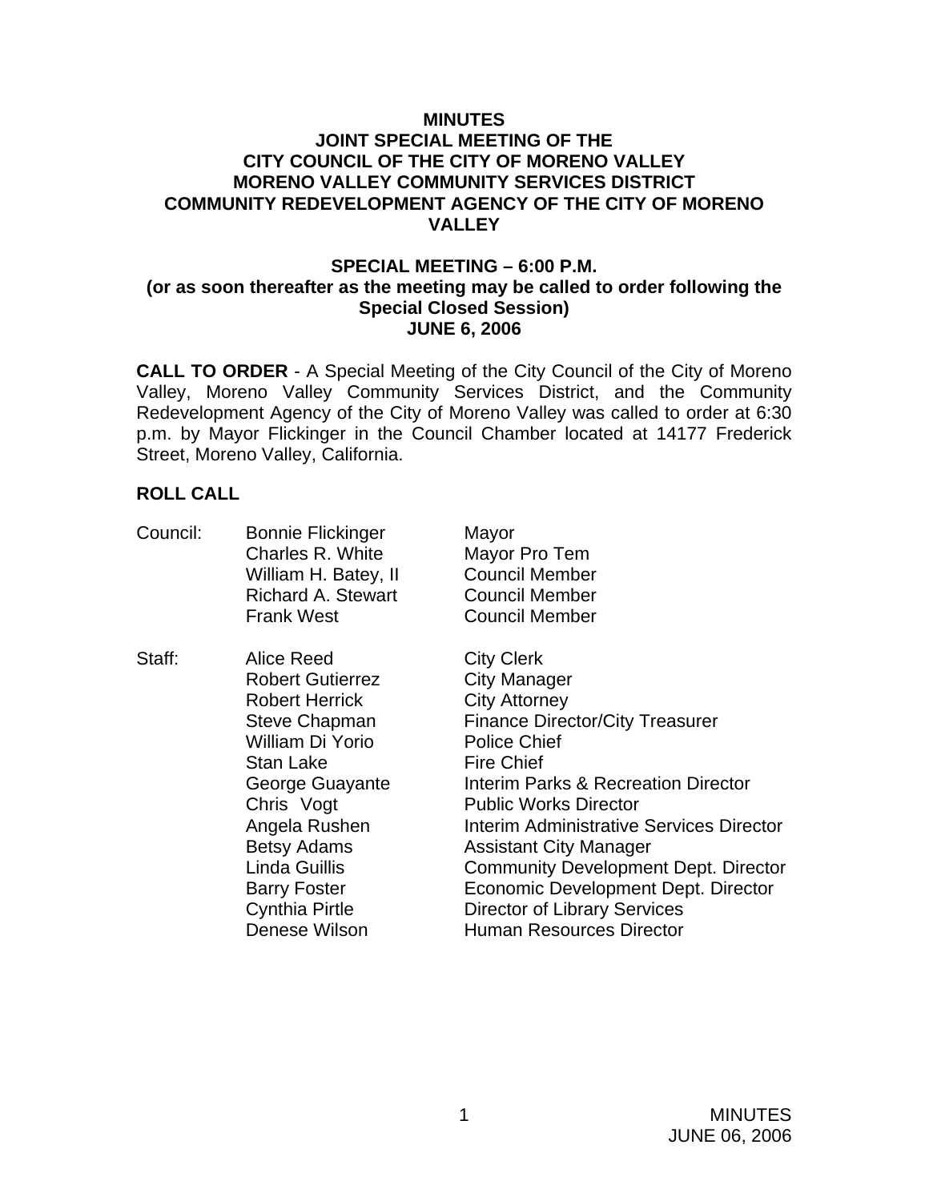# MINUTES
## JOINT SPECIAL MEETING OF THE CITY COUNCIL OF THE CITY OF MORENO VALLEY MORENO VALLEY COMMUNITY SERVICES DISTRICT COMMUNITY REDEVELOPMENT AGENCY OF THE CITY OF MORENO VALLEY

### SPECIAL MEETING – 6:00 P.M.
### (or as soon thereafter as the meeting may be called to order following the Special Closed Session)
### JUNE 6, 2006

**CALL TO ORDER** - A Special Meeting of the City Council of the City of Moreno Valley, Moreno Valley Community Services District, and the Community Redevelopment Agency of the City of Moreno Valley was called to order at 6:30 p.m. by Mayor Flickinger in the Council Chamber located at 14177 Frederick Street, Moreno Valley, California.

**ROLL CALL**

| | | |
|---|---|---|
| Council: | Bonnie Flickinger | Mayor |
| | Charles R. White | Mayor Pro Tem |
| | William H. Batey, II | Council Member |
| | Richard A. Stewart | Council Member |
| | Frank West | Council Member |
| Staff: | Alice Reed | City Clerk |
| | Robert Gutierrez | City Manager |
| | Robert Herrick | City Attorney |
| | Steve Chapman | Finance Director/City Treasurer |
| | William Di Yorio | Police Chief |
| | Stan Lake | Fire Chief |
| | George Guayante | Interim Parks & Recreation Director |
| | Chris Vogt | Public Works Director |
| | Angela Rushen | Interim Administrative Services Director |
| | Betsy Adams | Assistant City Manager |
| | Linda Guillis | Community Development Dept. Director |
| | Barry Foster | Economic Development Dept. Director |
| | Cynthia Pirtle | Director of Library Services |
| | Denese Wilson | Human Resources Director |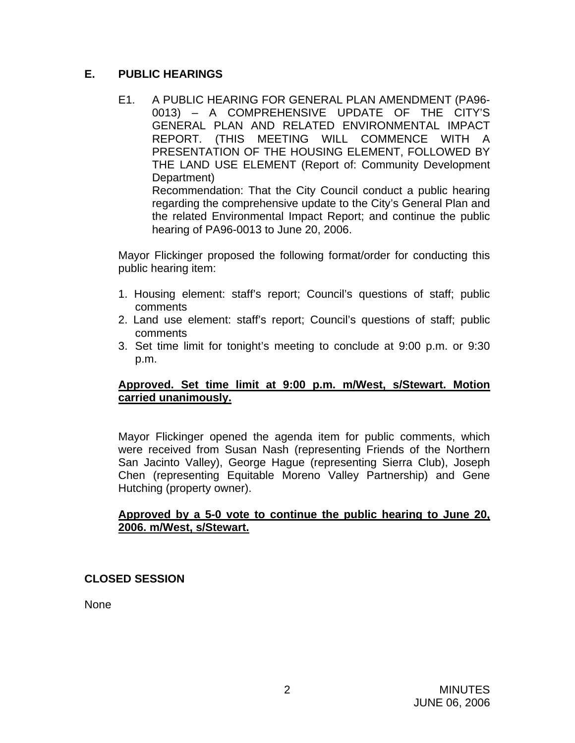## E. PUBLIC HEARINGS

E1. A PUBLIC HEARING FOR GENERAL PLAN AMENDMENT (PA96-0013) – A COMPREHENSIVE UPDATE OF THE CITY'S GENERAL PLAN AND RELATED ENVIRONMENTAL IMPACT REPORT. (THIS MEETING WILL COMMENCE WITH A PRESENTATION OF THE HOUSING ELEMENT, FOLLOWED BY THE LAND USE ELEMENT (Report of: Community Development Department)

Recommendation: That the City Council conduct a public hearing regarding the comprehensive update to the City's General Plan and the related Environmental Impact Report; and continue the public hearing of PA96-0013 to June 20, 2006.

Mayor Flickinger proposed the following format/order for conducting this public hearing item:

1. Housing element: staff's report; Council's questions of staff; public comments
2. Land use element: staff's report; Council's questions of staff; public comments
3. Set time limit for tonight's meeting to conclude at 9:00 p.m. or 9:30 p.m.

**Approved. Set time limit at 9:00 p.m. m/West, s/Stewart. Motion carried unanimously.**

Mayor Flickinger opened the agenda item for public comments, which were received from Susan Nash (representing Friends of the Northern San Jacinto Valley), George Hague (representing Sierra Club), Joseph Chen (representing Equitable Moreno Valley Partnership) and Gene Hutching (property owner).

**Approved by a 5-0 vote to continue the public hearing to June 20, 2006. m/West, s/Stewart.**

## CLOSED SESSION

None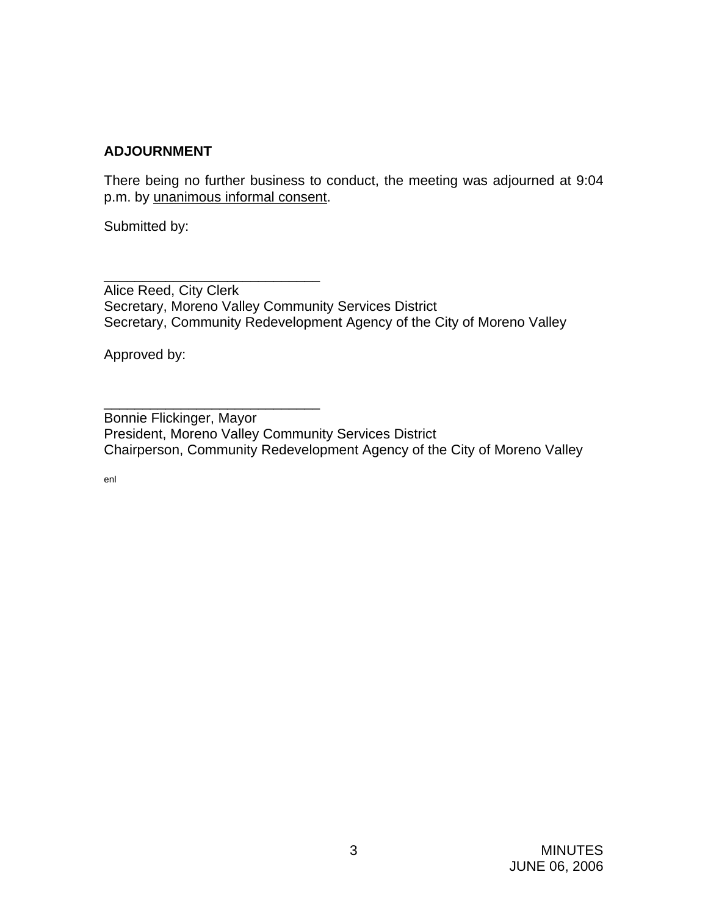**ADJOURNMENT**

There being no further business to conduct, the meeting was adjourned at 9:04 p.m. by unanimous informal consent.

Submitted by:

\_\_\_\_\_\_\_\_\_\_\_\_\_\_\_\_\_\_\_\_\_\_\_\_\_\_\_\_\_\_
Alice Reed, City Clerk
Secretary, Moreno Valley Community Services District
Secretary, Community Redevelopment Agency of the City of Moreno Valley

Approved by:

\_\_\_\_\_\_\_\_\_\_\_\_\_\_\_\_\_\_\_\_\_\_\_\_\_\_\_\_\_\_
Bonnie Flickinger, Mayor
President, Moreno Valley Community Services District
Chairperson, Community Redevelopment Agency of the City of Moreno Valley

enl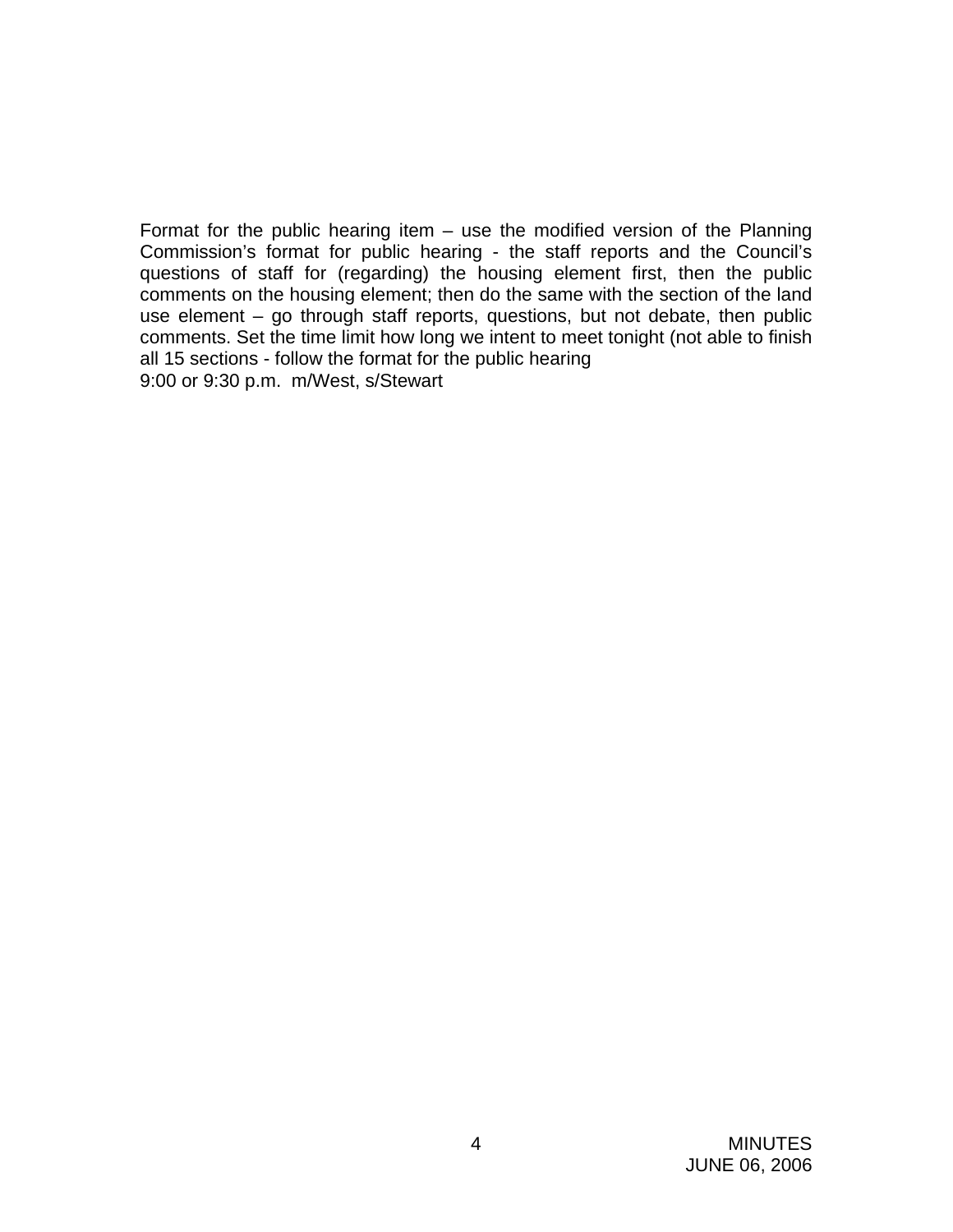Format for the public hearing item – use the modified version of the Planning Commission's format for public hearing - the staff reports and the Council's questions of staff for (regarding) the housing element first, then the public comments on the housing element; then do the same with the section of the land use element – go through staff reports, questions, but not debate, then public comments. Set the time limit how long we intent to meet tonight (not able to finish all 15 sections - follow the format for the public hearing
9:00 or 9:30 p.m. m/West, s/Stewart